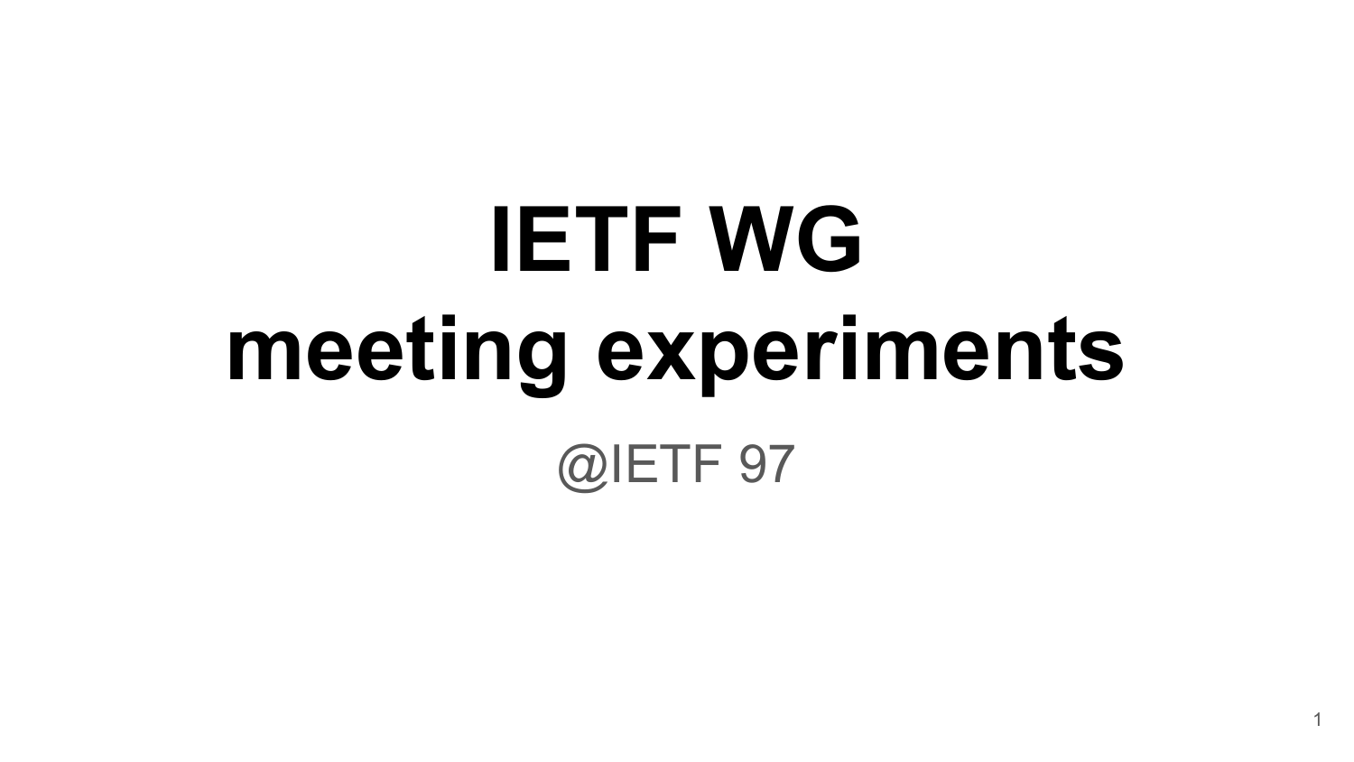# IETF WG meeting experiments

@IETF 97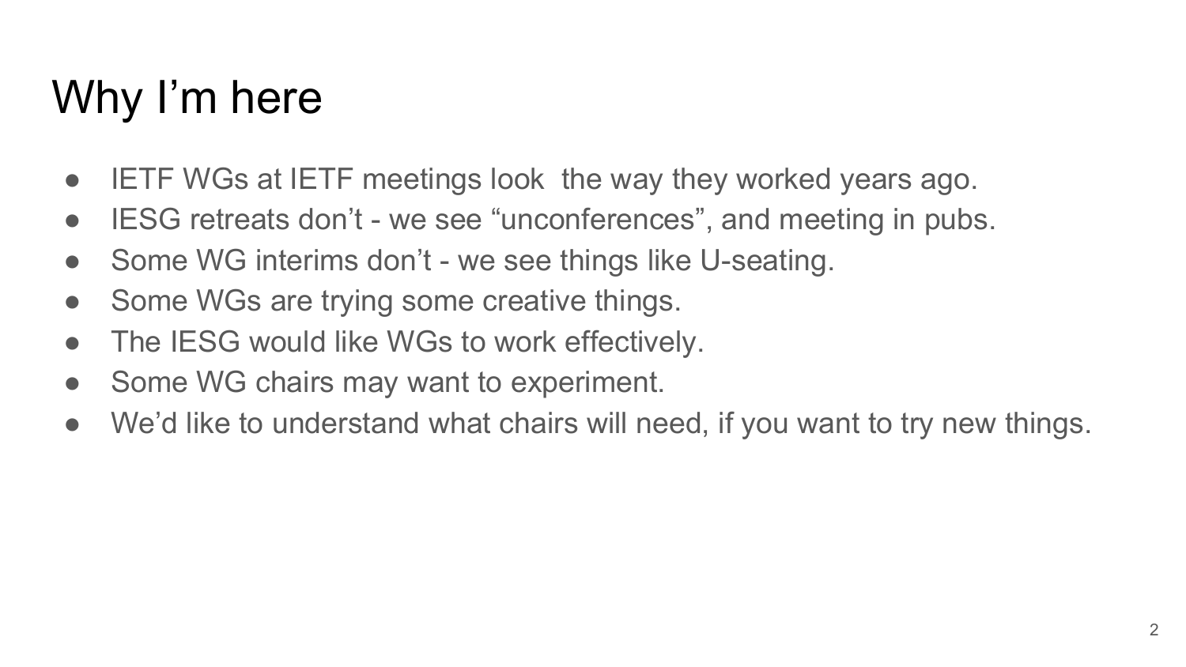# Why I'm here

- IETF WGs at IETF meetings look  the way they worked years ago.
- IESG retreats don't - we see "unconferences", and meeting in pubs.
- Some WG interims don't - we see things like U-seating.
- Some WGs are trying some creative things.
- The IESG would like WGs to work effectively.
- Some WG chairs may want to experiment.
- We'd like to understand what chairs will need, if you want to try new things.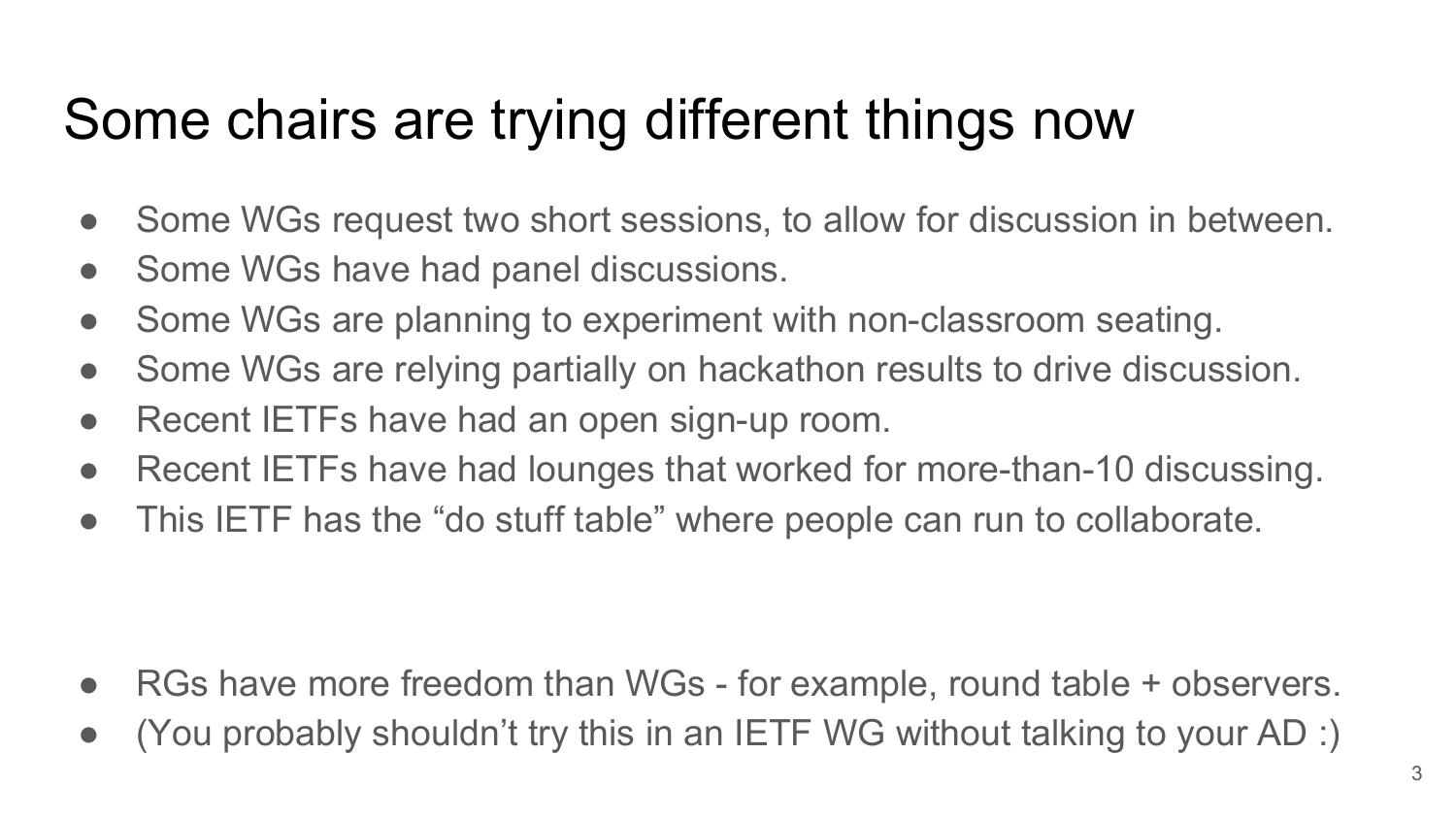# Some chairs are trying different things now

- Some WGs request two short sessions, to allow for discussion in between.
- Some WGs have had panel discussions.
- Some WGs are planning to experiment with non-classroom seating.
- Some WGs are relying partially on hackathon results to drive discussion.
- Recent IETFs have had an open sign-up room.
- Recent IETFs have had lounges that worked for more-than-10 discussing.
- This IETF has the “do stuff table” where people can run to collaborate.

- RGs have more freedom than WGs - for example, round table + observers.
- (You probably shouldn’t try this in an IETF WG without talking to your AD :)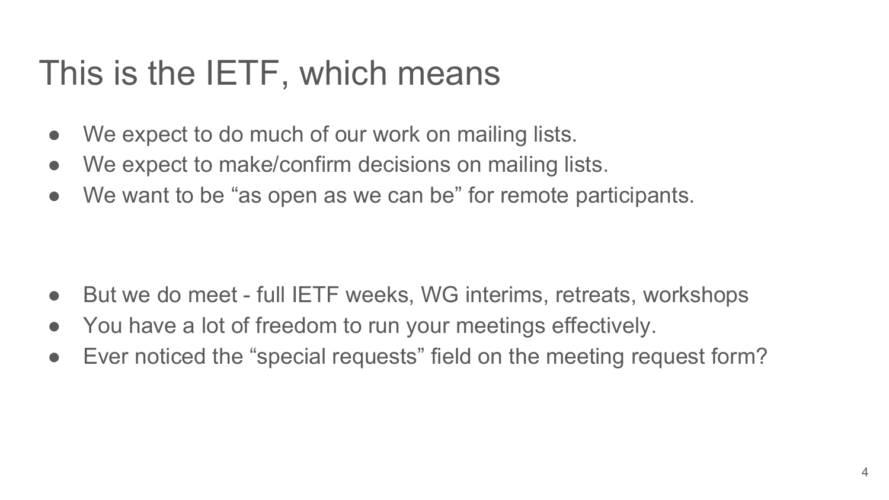# This is the IETF, which means

- We expect to do much of our work on mailing lists.
- We expect to make/confirm decisions on mailing lists.
- We want to be “as open as we can be” for remote participants.

- But we do meet - full IETF weeks, WG interims, retreats, workshops
- You have a lot of freedom to run your meetings effectively.
- Ever noticed the “special requests” field on the meeting request form?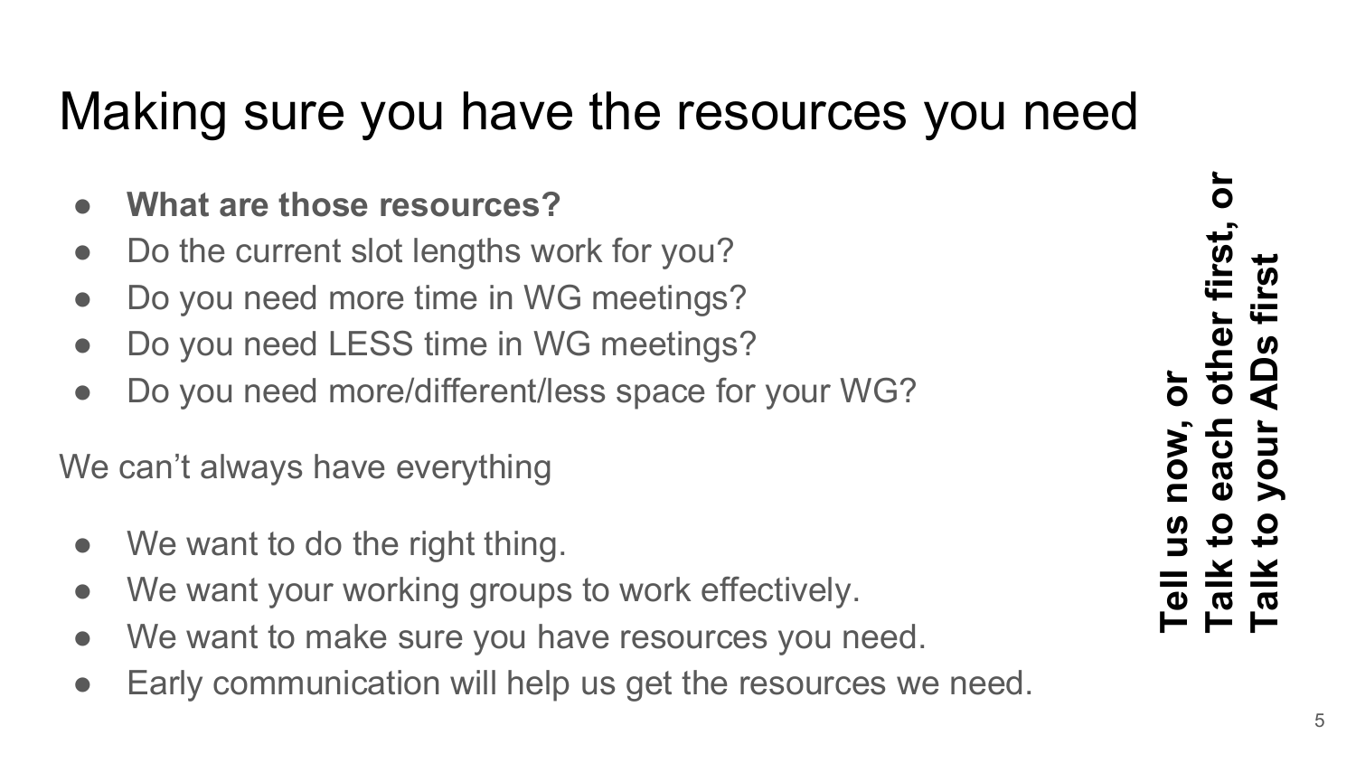# Making sure you have the resources you need

- **What are those resources?**
- Do the current slot lengths work for you?
- Do you need more time in WG meetings?
- Do you need LESS time in WG meetings?
- Do you need more/different/less space for your WG?

We can't always have everything

- We want to do the right thing.
- We want your working groups to work effectively.
- We want to make sure you have resources you need.
- Early communication will help us get the resources we need.

**Tell us now, or**
**Talk to each other first, or**
**Talk to your ADs first**